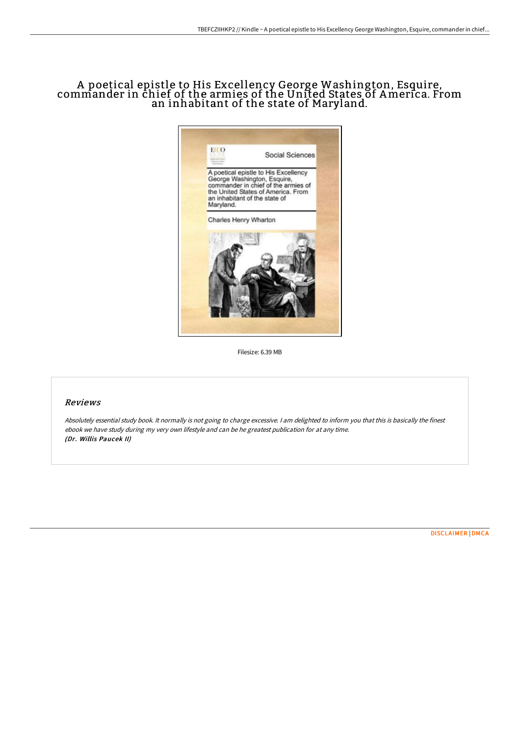# A poetical epistle to His Excellency George Washington, Esquire, commander in chief of the armies of the United States of America. From an inhabitant of the state of Maryland.

Filesize: 6.39 MB

## Reviews

*Absolutely essential study book. It normally is not going to charge excessive. I am delighted to inform you that this is basically the finest ebook we have study during my very own lifestyle and can be he greatest publication for at any time.*
***(Dr. Willis Paucek II)***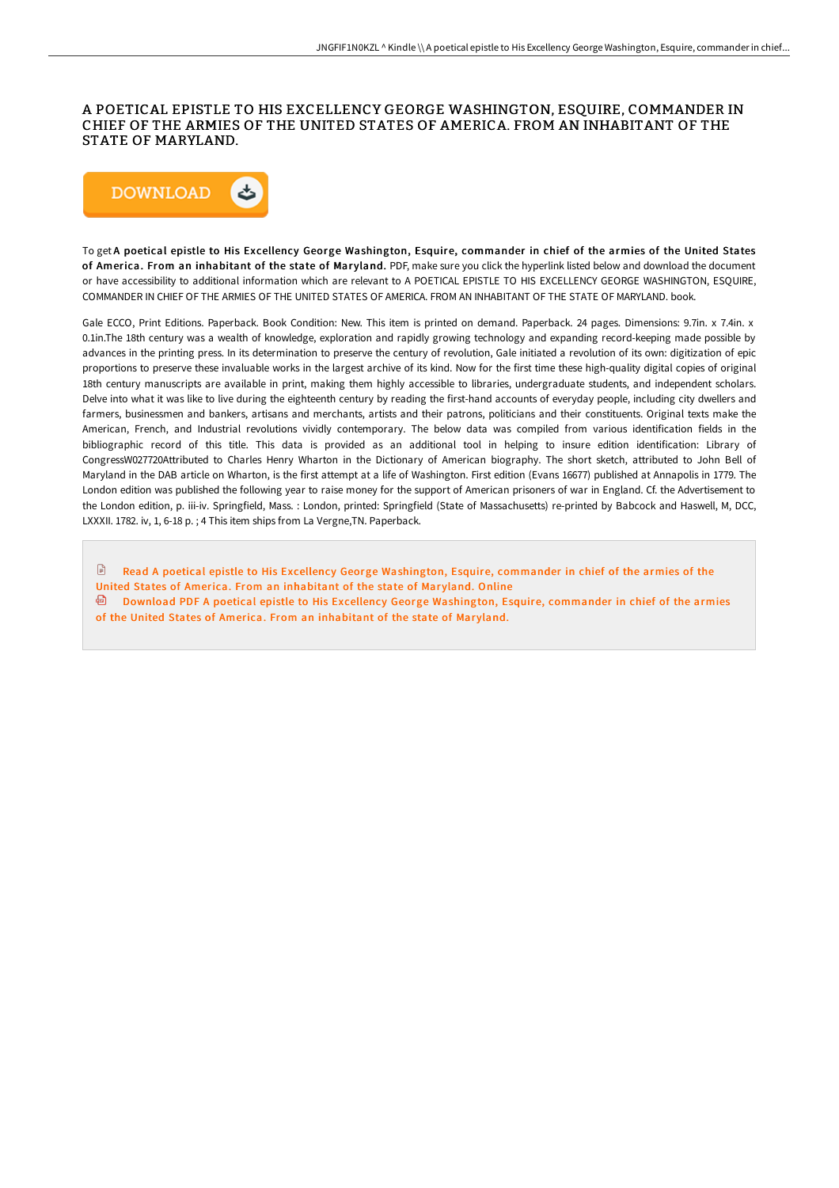# A POETICAL EPISTLE TO HIS EXCELLENCY GEORGE WASHINGTON, ESQUIRE, COMMANDER IN CHIEF OF THE ARMIES OF THE UNITED STATES OF AMERICA. FROM AN INHABITANT OF THE STATE OF MARYLAND.

To get **A poetical epistle to His Excellency George Washington, Esquire, commander in chief of the armies of the United States of America. From an inhabitant of the state of Maryland.** PDF, make sure you click the hyperlink listed below and download the document or have accessibility to additional information which are relevant to A POETICAL EPISTLE TO HIS EXCELLENCY GEORGE WASHINGTON, ESQUIRE, COMMANDER IN CHIEF OF THE ARMIES OF THE UNITED STATES OF AMERICA. FROM AN INHABITANT OF THE STATE OF MARYLAND. book.

Gale ECCO, Print Editions. Paperback. Book Condition: New. This item is printed on demand. Paperback. 24 pages. Dimensions: 9.7in. x 7.4in. x 0.1in.The 18th century was a wealth of knowledge, exploration and rapidly growing technology and expanding record-keeping made possible by advances in the printing press. In its determination to preserve the century of revolution, Gale initiated a revolution of its own: digitization of epic proportions to preserve these invaluable works in the largest archive of its kind. Now for the first time these high-quality digital copies of original 18th century manuscripts are available in print, making them highly accessible to libraries, undergraduate students, and independent scholars. Delve into what it was like to live during the eighteenth century by reading the first-hand accounts of everyday people, including city dwellers and farmers, businessmen and bankers, artisans and merchants, artists and their patrons, politicians and their constituents. Original texts make the American, French, and Industrial revolutions vividly contemporary. The below data was compiled from various identification fields in the bibliographic record of this title. This data is provided as an additional tool in helping to insure edition identification: Library of CongressW027720Attributed to Charles Henry Wharton in the Dictionary of American biography. The short sketch, attributed to John Bell of Maryland in the DAB article on Wharton, is the first attempt at a life of Washington. First edition (Evans 16677) published at Annapolis in 1779. The London edition was published the following year to raise money for the support of American prisoners of war in England. Cf. the Advertisement to the London edition, p. iii-iv. Springfield, Mass. : London, printed: Springfield (State of Massachusetts) re-printed by Babcock and Haswell, M, DCC, LXXXII. 1782. iv, 1, 6-18 p. ; 4 This item ships from La Vergne,TN. Paperback.

Read A poetical epistle to His Excellency George Washington, Esquire, commander in chief of the armies of the United States of America. From an inhabitant of the state of Maryland. Online

Download PDF A poetical epistle to His Excellency George Washington, Esquire, commander in chief of the armies of the United States of America. From an inhabitant of the state of Maryland.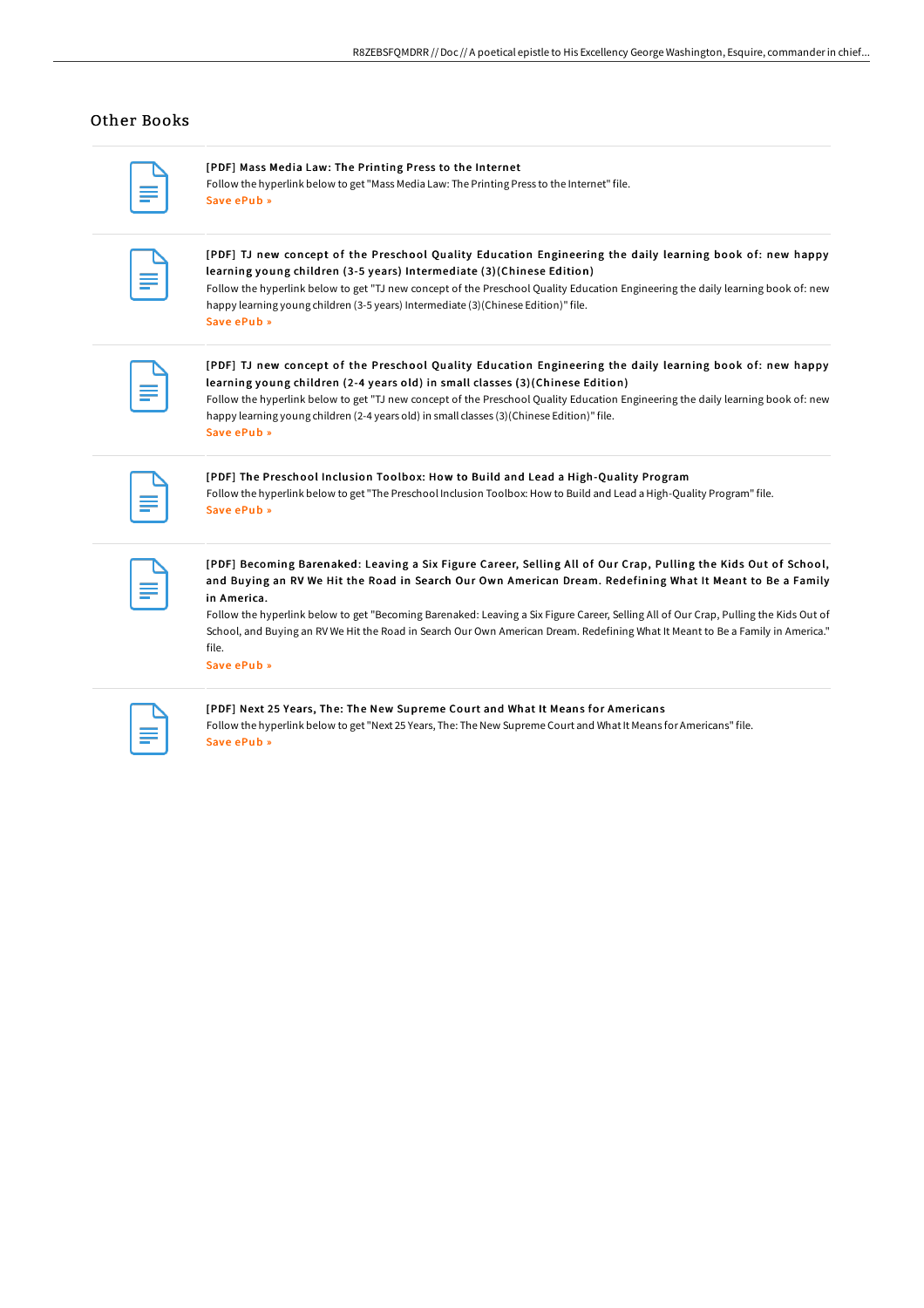## Other Books

**[PDF] Mass Media Law: The Printing Press to the Internet**

Follow the hyperlink below to get "Mass Media Law: The Printing Press to the Internet" file.

Save ePub »

**[PDF] TJ new concept of the Preschool Quality Education Engineering the daily learning book of: new happy learning young children (3-5 years) Intermediate (3)(Chinese Edition)**

Follow the hyperlink below to get "TJ new concept of the Preschool Quality Education Engineering the daily learning book of: new happy learning young children (3-5 years) Intermediate (3)(Chinese Edition)" file.

Save ePub »

**[PDF] TJ new concept of the Preschool Quality Education Engineering the daily learning book of: new happy learning young children (2-4 years old) in small classes (3)(Chinese Edition)**

Follow the hyperlink below to get "TJ new concept of the Preschool Quality Education Engineering the daily learning book of: new happy learning young children (2-4 years old) in small classes (3)(Chinese Edition)" file.

Save ePub »

**[PDF] The Preschool Inclusion Toolbox: How to Build and Lead a High-Quality Program**

Follow the hyperlink below to get "The Preschool Inclusion Toolbox: How to Build and Lead a High-Quality Program" file.

Save ePub »

**[PDF] Becoming Barenaked: Leaving a Six Figure Career, Selling All of Our Crap, Pulling the Kids Out of School, and Buying an RV We Hit the Road in Search Our Own American Dream. Redefining What It Meant to Be a Family in America.**

Follow the hyperlink below to get "Becoming Barenaked: Leaving a Six Figure Career, Selling All of Our Crap, Pulling the Kids Out of School, and Buying an RV We Hit the Road in Search Our Own American Dream. Redefining What It Meant to Be a Family in America." file.

Save ePub »

**[PDF] Next 25 Years, The: The New Supreme Court and What It Means for Americans**

Follow the hyperlink below to get "Next 25 Years, The: The New Supreme Court and What It Means for Americans" file.

Save ePub »